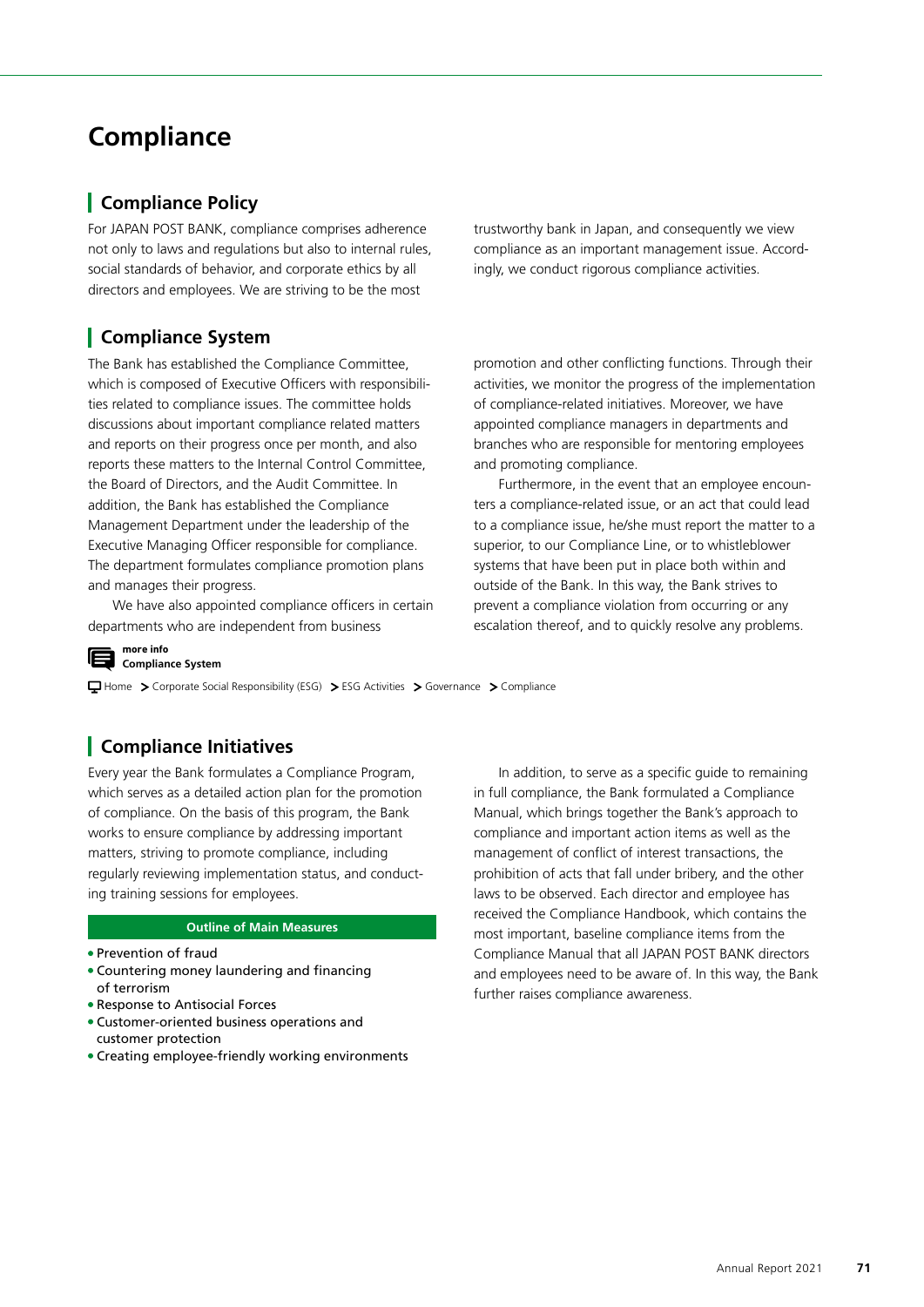# Compliance

## Compliance Policy

For JAPAN POST BANK, compliance comprises adherence not only to laws and regulations but also to internal rules, social standards of behavior, and corporate ethics by all directors and employees. We are striving to be the most trustworthy bank in Japan, and consequently we view compliance as an important management issue. Accordingly, we conduct rigorous compliance activities.

## Compliance System

The Bank has established the Compliance Committee, which is composed of Executive Officers with responsibilities related to compliance issues. The committee holds discussions about important compliance related matters and reports on their progress once per month, and also reports these matters to the Internal Control Committee, the Board of Directors, and the Audit Committee. In addition, the Bank has established the Compliance Management Department under the leadership of the Executive Managing Officer responsible for compliance. The department formulates compliance promotion plans and manages their progress.

We have also appointed compliance officers in certain departments who are independent from business promotion and other conflicting functions. Through their activities, we monitor the progress of the implementation of compliance-related initiatives. Moreover, we have appointed compliance managers in departments and branches who are responsible for mentoring employees and promoting compliance.

Furthermore, in the event that an employee encounters a compliance-related issue, or an act that could lead to a compliance issue, he/she must report the matter to a superior, to our Compliance Line, or to whistleblower systems that have been put in place both within and outside of the Bank. In this way, the Bank strives to prevent a compliance violation from occurring or any escalation thereof, and to quickly resolve any problems.

**more info**
**Compliance System**

Home > Corporate Social Responsibility (ESG) > ESG Activities > Governance > Compliance

## Compliance Initiatives

Every year the Bank formulates a Compliance Program, which serves as a detailed action plan for the promotion of compliance. On the basis of this program, the Bank works to ensure compliance by addressing important matters, striving to promote compliance, including regularly reviewing implementation status, and conducting training sessions for employees.

**Outline of Main Measures**

- Prevention of fraud
- Countering money laundering and financing of terrorism
- Response to Antisocial Forces
- Customer-oriented business operations and customer protection
- Creating employee-friendly working environments

In addition, to serve as a specific guide to remaining in full compliance, the Bank formulated a Compliance Manual, which brings together the Bank's approach to compliance and important action items as well as the management of conflict of interest transactions, the prohibition of acts that fall under bribery, and the other laws to be observed. Each director and employee has received the Compliance Handbook, which contains the most important, baseline compliance items from the Compliance Manual that all JAPAN POST BANK directors and employees need to be aware of. In this way, the Bank further raises compliance awareness.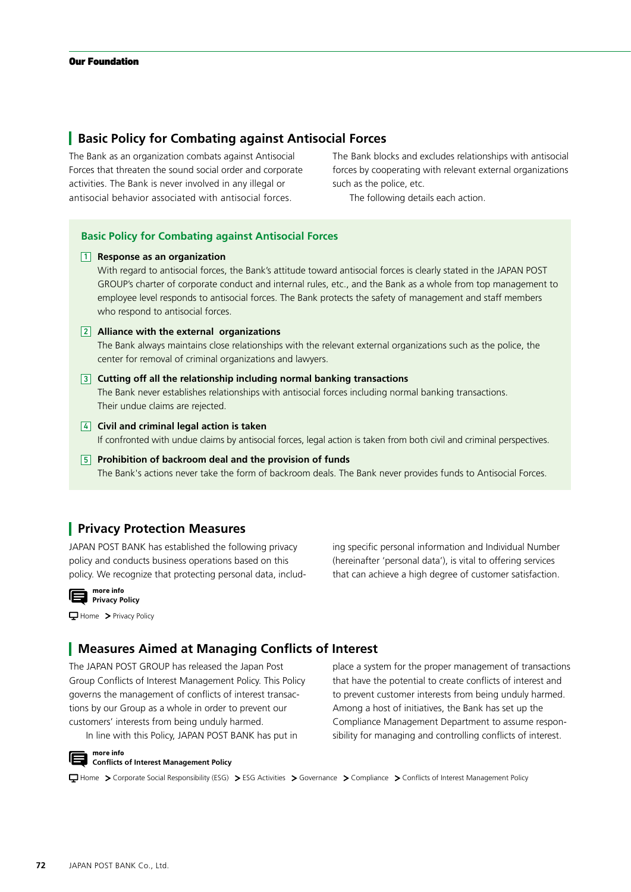## Basic Policy for Combating against Antisocial Forces

The Bank as an organization combats against Antisocial Forces that threaten the sound social order and corporate activities. The Bank is never involved in any illegal or antisocial behavior associated with antisocial forces.

The Bank blocks and excludes relationships with antisocial forces by cooperating with relevant external organizations such as the police, etc.

The following details each action.

### Basic Policy for Combating against Antisocial Forces

**1 Response as an organization**

With regard to antisocial forces, the Bank's attitude toward antisocial forces is clearly stated in the JAPAN POST GROUP's charter of corporate conduct and internal rules, etc., and the Bank as a whole from top management to employee level responds to antisocial forces. The Bank protects the safety of management and staff members who respond to antisocial forces.

**2 Alliance with the external organizations**

The Bank always maintains close relationships with the relevant external organizations such as the police, the center for removal of criminal organizations and lawyers.

**3 Cutting off all the relationship including normal banking transactions**

The Bank never establishes relationships with antisocial forces including normal banking transactions. Their undue claims are rejected.

**4 Civil and criminal legal action is taken**

If confronted with undue claims by antisocial forces, legal action is taken from both civil and criminal perspectives.

**5 Prohibition of backroom deal and the provision of funds**

The Bank's actions never take the form of backroom deals. The Bank never provides funds to Antisocial Forces.

## Privacy Protection Measures

JAPAN POST BANK has established the following privacy policy and conducts business operations based on this policy. We recognize that protecting personal data, including specific personal information and Individual Number (hereinafter 'personal data'), is vital to offering services that can achieve a high degree of customer satisfaction.

more info
**Privacy Policy**

Home > Privacy Policy

## Measures Aimed at Managing Conflicts of Interest

The JAPAN POST GROUP has released the Japan Post Group Conflicts of Interest Management Policy. This Policy governs the management of conflicts of interest transactions by our Group as a whole in order to prevent our customers' interests from being unduly harmed.

In line with this Policy, JAPAN POST BANK has put in place a system for the proper management of transactions that have the potential to create conflicts of interest and to prevent customer interests from being unduly harmed. Among a host of initiatives, the Bank has set up the Compliance Management Department to assume responsibility for managing and controlling conflicts of interest.

more info
**Conflicts of Interest Management Policy**

Home > Corporate Social Responsibility (ESG) > ESG Activities > Governance > Compliance > Conflicts of Interest Management Policy